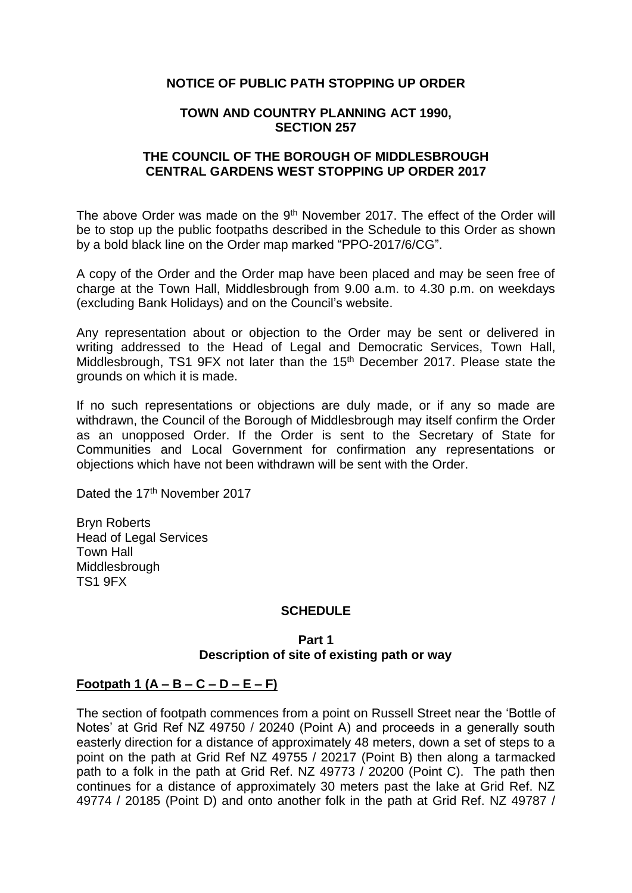**NOTICE OF PUBLIC PATH STOPPING UP ORDER**

**TOWN AND COUNTRY PLANNING ACT 1990, SECTION 257**

**THE COUNCIL OF THE BOROUGH OF MIDDLESBROUGH CENTRAL GARDENS WEST STOPPING UP ORDER 2017**

The above Order was made on the 9th November 2017. The effect of the Order will be to stop up the public footpaths described in the Schedule to this Order as shown by a bold black line on the Order map marked "PPO-2017/6/CG".

A copy of the Order and the Order map have been placed and may be seen free of charge at the Town Hall, Middlesbrough from 9.00 a.m. to 4.30 p.m. on weekdays (excluding Bank Holidays) and on the Council's website.

Any representation about or objection to the Order may be sent or delivered in writing addressed to the Head of Legal and Democratic Services, Town Hall, Middlesbrough, TS1 9FX not later than the 15th December 2017. Please state the grounds on which it is made.

If no such representations or objections are duly made, or if any so made are withdrawn, the Council of the Borough of Middlesbrough may itself confirm the Order as an unopposed Order. If the Order is sent to the Secretary of State for Communities and Local Government for confirmation any representations or objections which have not been withdrawn will be sent with the Order.

Dated the 17th November 2017

Bryn Roberts
Head of Legal Services
Town Hall
Middlesbrough
TS1 9FX

**SCHEDULE**

**Part 1**
**Description of site of existing path or way**

**Footpath 1 (A – B – C – D – E – F)**

The section of footpath commences from a point on Russell Street near the 'Bottle of Notes' at Grid Ref NZ 49750 / 20240 (Point A) and proceeds in a generally south easterly direction for a distance of approximately 48 meters, down a set of steps to a point on the path at Grid Ref NZ 49755 / 20217 (Point B) then along a tarmacked path to a folk in the path at Grid Ref. NZ 49773 / 20200 (Point C). The path then continues for a distance of approximately 30 meters past the lake at Grid Ref. NZ 49774 / 20185 (Point D) and onto another folk in the path at Grid Ref. NZ 49787 /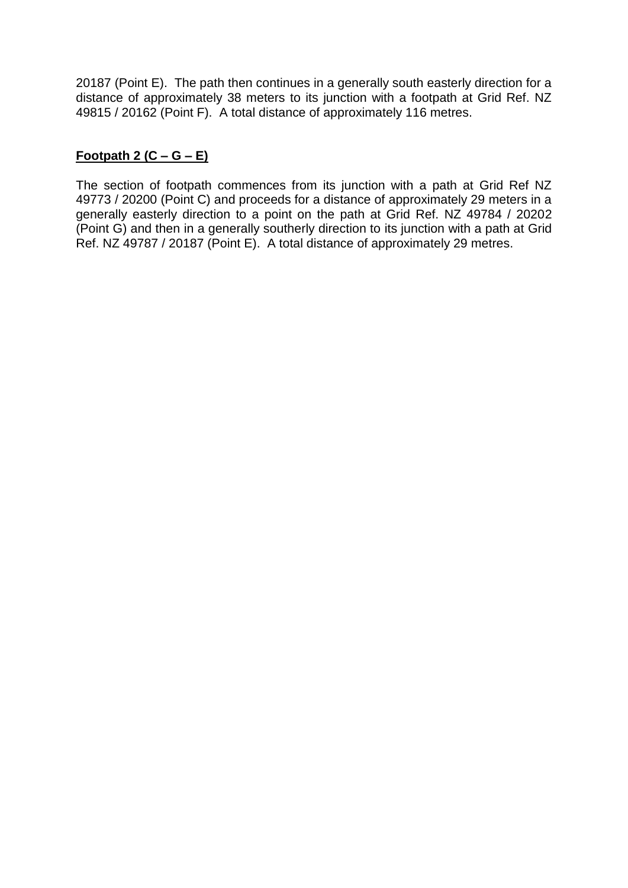20187 (Point E). The path then continues in a generally south easterly direction for a distance of approximately 38 meters to its junction with a footpath at Grid Ref. NZ 49815 / 20162 (Point F). A total distance of approximately 116 metres.

**Footpath 2 (C – G – E)**

The section of footpath commences from its junction with a path at Grid Ref NZ 49773 / 20200 (Point C) and proceeds for a distance of approximately 29 meters in a generally easterly direction to a point on the path at Grid Ref. NZ 49784 / 20202 (Point G) and then in a generally southerly direction to its junction with a path at Grid Ref. NZ 49787 / 20187 (Point E). A total distance of approximately 29 metres.